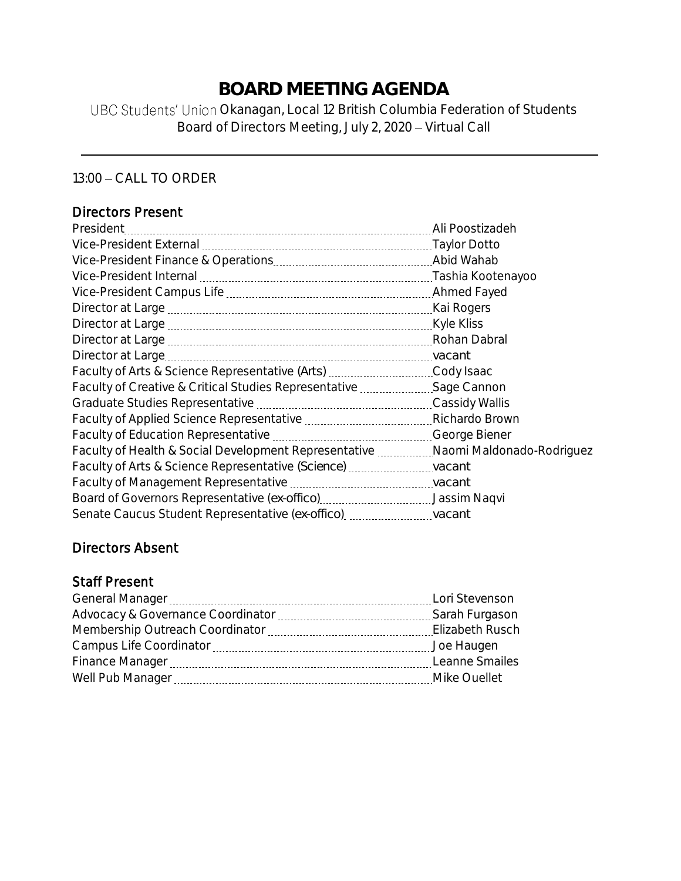# BOARD MEETING AGENDA

UBC Students' Union Okanagan, Local 12 British Columbia Federation of Students
Board of Directors Meeting, July 2, 2020 – Virtual Call

---

13:00 – CALL TO ORDER

## Directors Present

| Position | Name |
|---|---|
| President | Ali Poostizadeh |
| Vice-President External | Taylor Dotto |
| Vice-President Finance & Operations | Abid Wahab |
| Vice-President Internal | Tashia Kootenayoo |
| Vice-President Campus Life | Ahmed Fayed |
| Director at Large | Kai Rogers |
| Director at Large | Kyle Kliss |
| Director at Large | Rohan Dabral |
| Director at Large | vacant |
| Faculty of Arts & Science Representative (Arts) | Cody Isaac |
| Faculty of Creative & Critical Studies Representative | Sage Cannon |
| Graduate Studies Representative | Cassidy Wallis |
| Faculty of Applied Science Representative | Richardo Brown |
| Faculty of Education Representative | George Biener |
| Faculty of Health & Social Development Representative | Naomi Maldonado-Rodriguez |
| Faculty of Arts & Science Representative (Science) | vacant |
| Faculty of Management Representative | vacant |
| Board of Governors Representative (ex-offico) | Jassim Naqvi |
| Senate Caucus Student Representative (ex-offico) | vacant |

## Directors Absent

## Staff Present

| Position | Name |
|---|---|
| General Manager | Lori Stevenson |
| Advocacy & Governance Coordinator | Sarah Furgason |
| Membership Outreach Coordinator | Elizabeth Rusch |
| Campus Life Coordinator | Joe Haugen |
| Finance Manager | Leanne Smailes |
| Well Pub Manager | Mike Ouellet |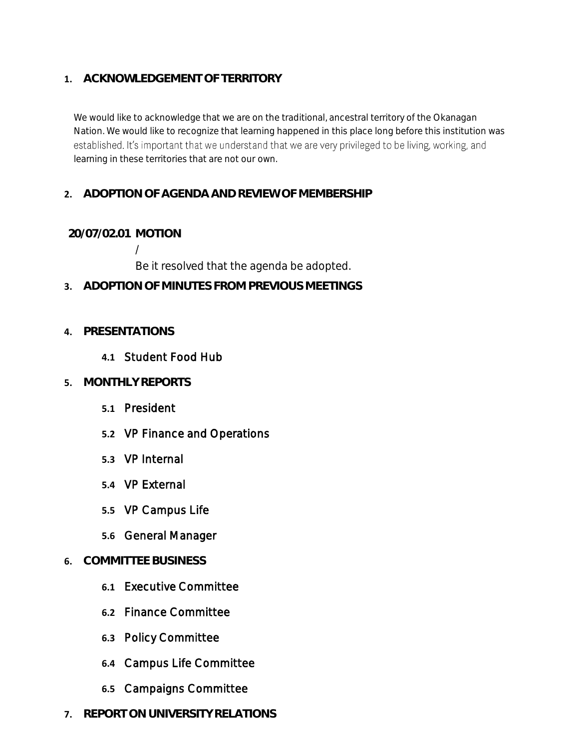## 1. ACKNOWLEDGEMENT OF TERRITORY

We would like to acknowledge that we are on the traditional, ancestral territory of the Okanagan Nation. We would like to recognize that learning happened in this place long before this institution was established. It's important that we understand that we are very privileged to be living, working, and learning in these territories that are not our own.

## 2. ADOPTION OF AGENDA AND REVIEW OF MEMBERSHIP

**20/07/02.01 MOTION**

/

Be it resolved that the agenda be adopted.

## 3. ADOPTION OF MINUTES FROM PREVIOUS MEETINGS

## 4. PRESENTATIONS

**4.1** Student Food Hub

## 5. MONTHLY REPORTS

**5.1** President

**5.2** VP Finance and Operations

**5.3** VP Internal

**5.4** VP External

**5.5** VP Campus Life

**5.6** General Manager

## 6. COMMITTEE BUSINESS

**6.1** Executive Committee

**6.2** Finance Committee

**6.3** Policy Committee

**6.4** Campus Life Committee

**6.5** Campaigns Committee

## 7. REPORT ON UNIVERSITY RELATIONS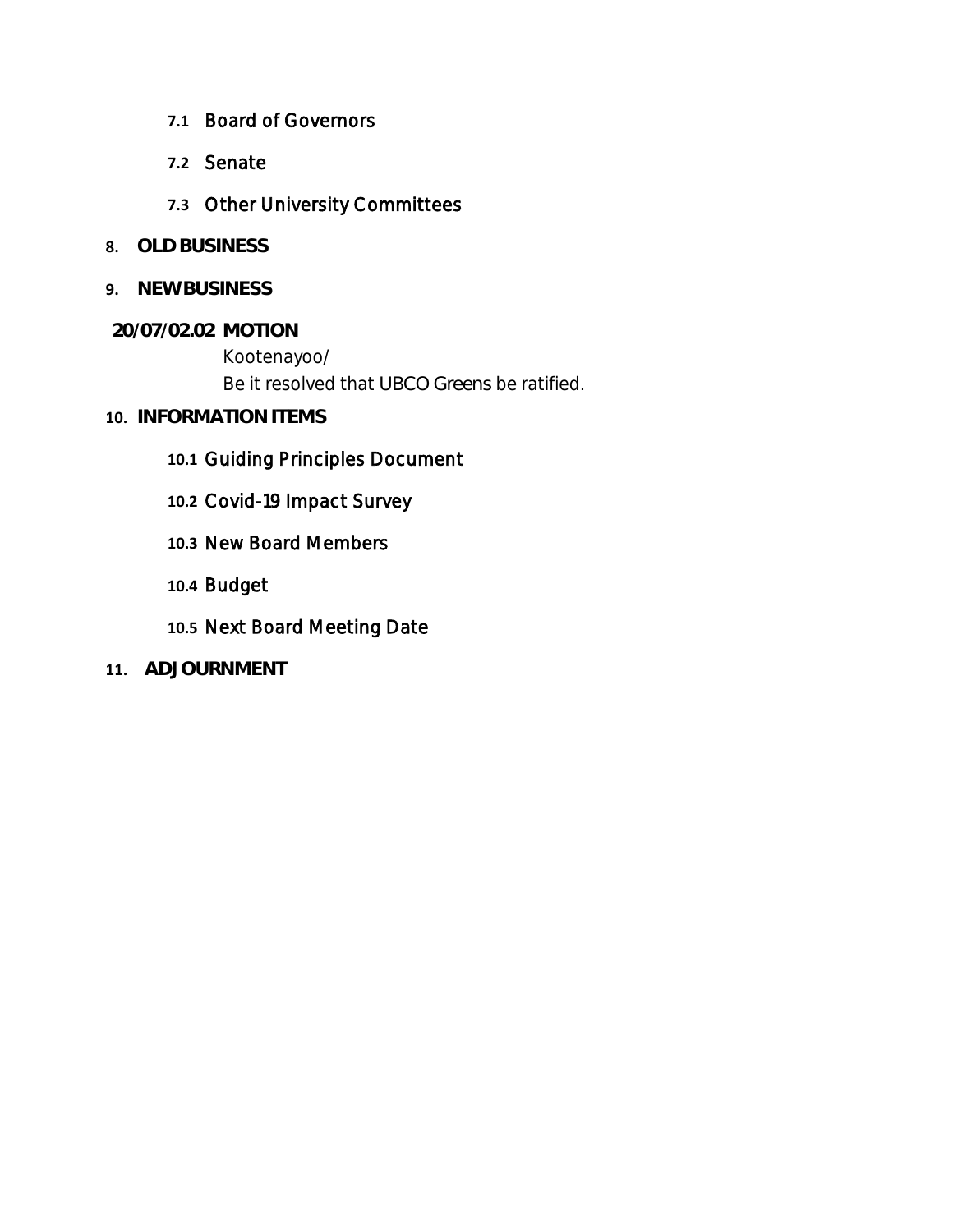**7.1** Board of Governors

**7.2** Senate

**7.3** Other University Committees

**8. OLD BUSINESS**

**9. NEW BUSINESS**

**20/07/02.02 MOTION**

Kootenayoo/
Be it resolved that UBCO Greens be ratified.

**10. INFORMATION ITEMS**

**10.1** Guiding Principles Document

**10.2** Covid-19 Impact Survey

**10.3** New Board Members

**10.4** Budget

**10.5** Next Board Meeting Date

**11. ADJOURNMENT**